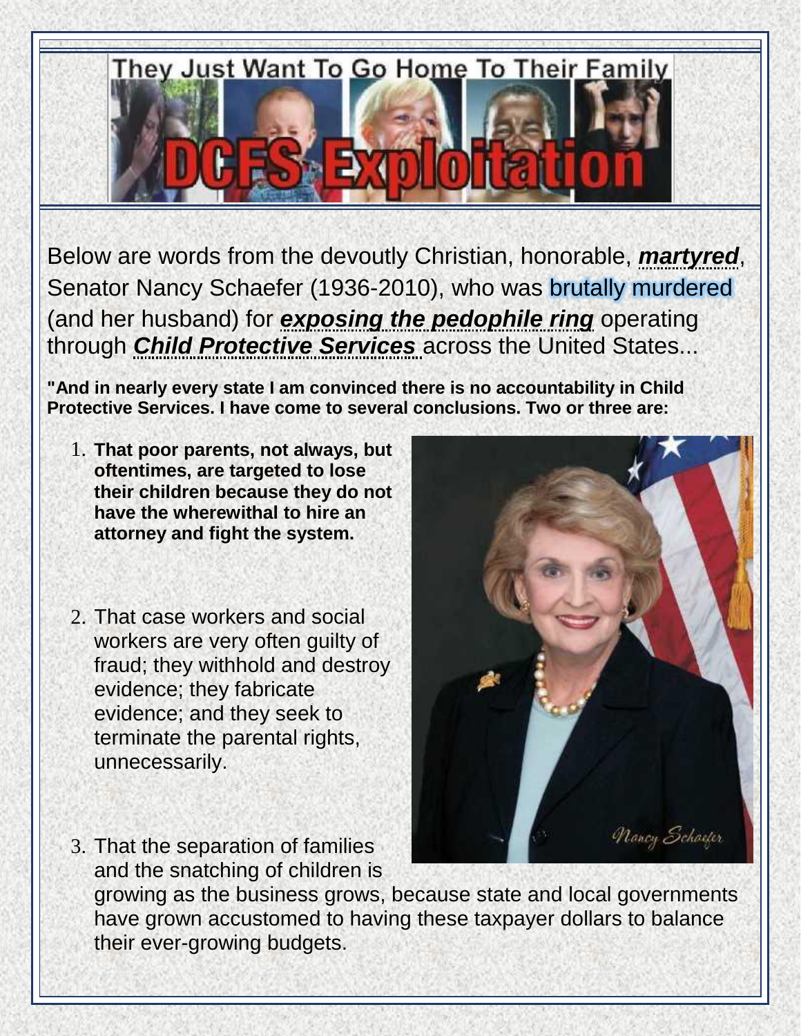# They Just Want To Go Home To Their Family

# DCFS Exploitation

Below are words from the devoutly Christian, honorable, ***martyred***, Senator Nancy Schaefer (1936-2010), who was brutally murdered (and her husband) for ***exposing the pedophile ring*** operating through ***Child Protective Services*** across the United States...

**"And in nearly every state I am convinced there is no accountability in Child Protective Services. I have come to several conclusions. Two or three are:**

1. **That poor parents, not always, but oftentimes, are targeted to lose their children because they do not have the wherewithal to hire an attorney and fight the system.**

2. That case workers and social workers are very often guilty of fraud; they withhold and destroy evidence; they fabricate evidence; and they seek to terminate the parental rights, unnecessarily.

3. That the separation of families and the snatching of children is growing as the business grows, because state and local governments have grown accustomed to having these taxpayer dollars to balance their ever-growing budgets.

Nancy Schaefer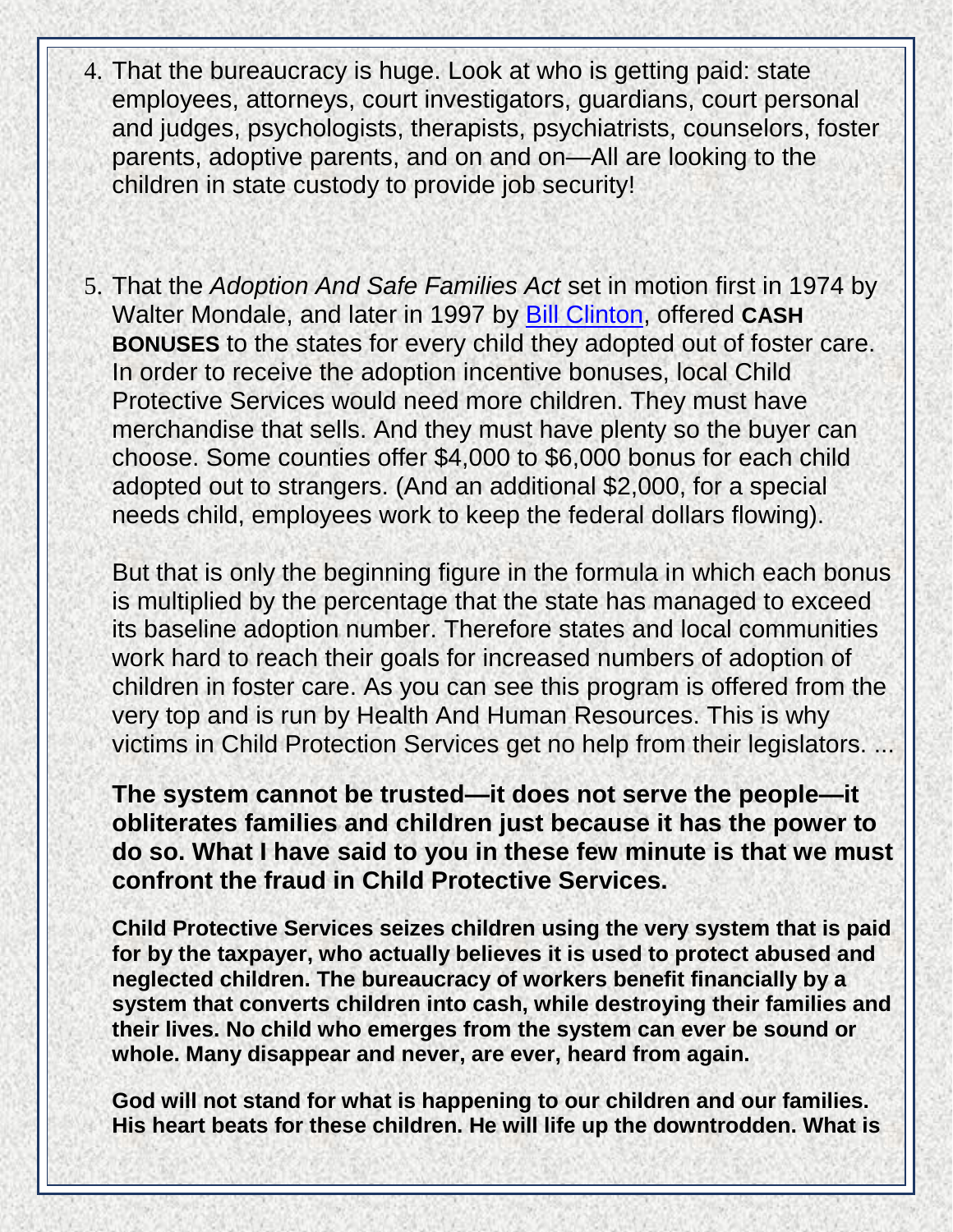4. That the bureaucracy is huge. Look at who is getting paid: state employees, attorneys, court investigators, guardians, court personal and judges, psychologists, therapists, psychiatrists, counselors, foster parents, adoptive parents, and on and on—All are looking to the children in state custody to provide job security!

5. That the *Adoption And Safe Families Act* set in motion first in 1974 by Walter Mondale, and later in 1997 by Bill Clinton, offered **CASH BONUSES** to the states for every child they adopted out of foster care. In order to receive the adoption incentive bonuses, local Child Protective Services would need more children. They must have merchandise that sells. And they must have plenty so the buyer can choose. Some counties offer $4,000 to $6,000 bonus for each child adopted out to strangers. (And an additional $2,000, for a special needs child, employees work to keep the federal dollars flowing).

   But that is only the beginning figure in the formula in which each bonus is multiplied by the percentage that the state has managed to exceed its baseline adoption number. Therefore states and local communities work hard to reach their goals for increased numbers of adoption of children in foster care. As you can see this program is offered from the very top and is run by Health And Human Resources. This is why victims in Child Protection Services get no help from their legislators. ...

   **The system cannot be trusted—it does not serve the people—it obliterates families and children just because it has the power to do so. What I have said to you in these few minute is that we must confront the fraud in Child Protective Services.**

   **Child Protective Services seizes children using the very system that is paid for by the taxpayer, who actually believes it is used to protect abused and neglected children. The bureaucracy of workers benefit financially by a system that converts children into cash, while destroying their families and their lives. No child who emerges from the system can ever be sound or whole. Many disappear and never, are ever, heard from again.**

   **God will not stand for what is happening to our children and our families. His heart beats for these children. He will life up the downtrodden. What is**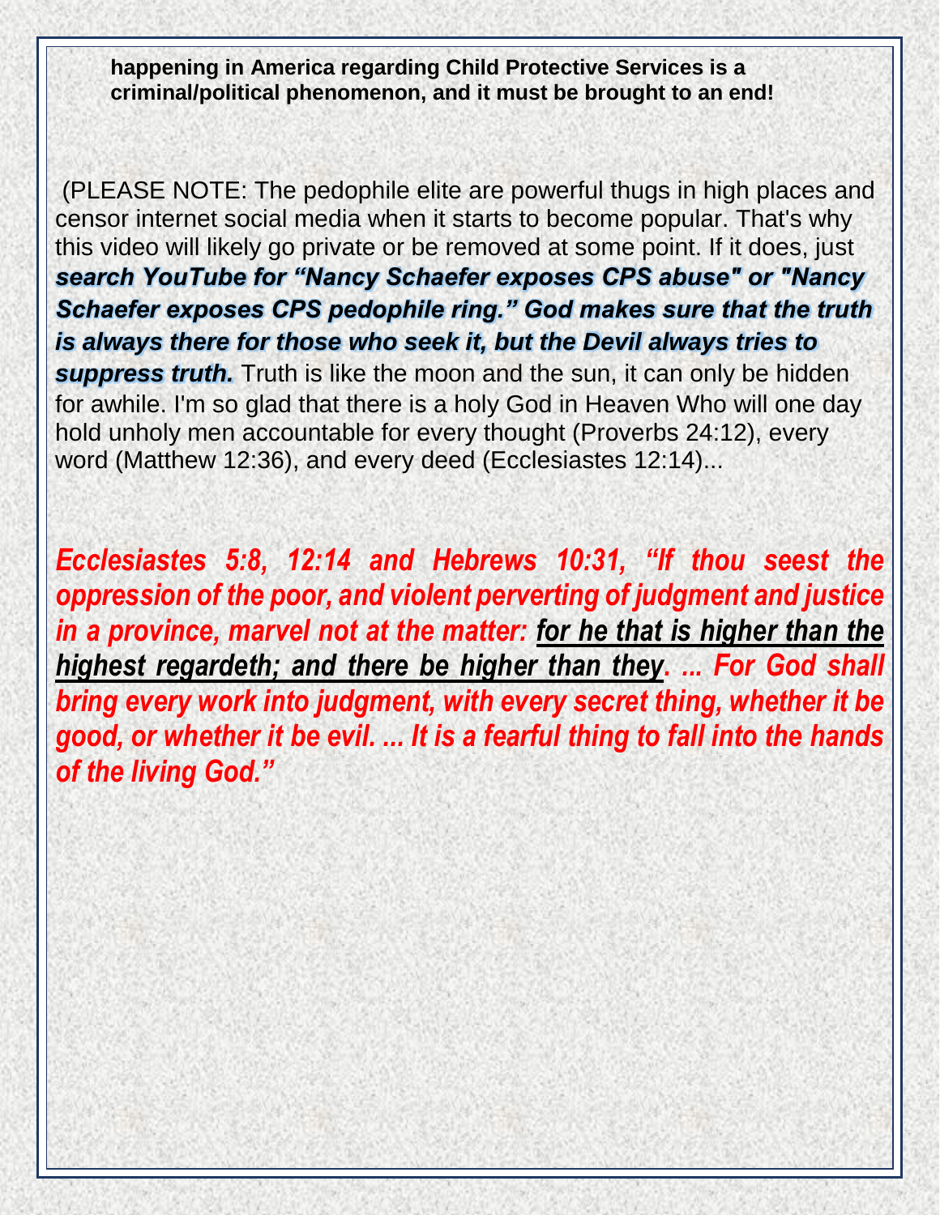**happening in America regarding Child Protective Services is a criminal/political phenomenon, and it must be brought to an end!**

(PLEASE NOTE: The pedophile elite are powerful thugs in high places and censor internet social media when it starts to become popular. That's why this video will likely go private or be removed at some point. If it does, just ***search YouTube for "Nancy Schaefer exposes CPS abuse" or "Nancy Schaefer exposes CPS pedophile ring." God makes sure that the truth is always there for those who seek it, but the Devil always tries to suppress truth.*** Truth is like the moon and the sun, it can only be hidden for awhile. I'm so glad that there is a holy God in Heaven Who will one day hold unholy men accountable for every thought (Proverbs 24:12), every word (Matthew 12:36), and every deed (Ecclesiastes 12:14)...

***Ecclesiastes 5:8, 12:14 and Hebrews 10:31, "If thou seest the oppression of the poor, and violent perverting of judgment and justice in a province, marvel not at the matter: <u>for he that is higher than the highest regardeth; and there be higher than they</u>. ... For God shall bring every work into judgment, with every secret thing, whether it be good, or whether it be evil. ... It is a fearful thing to fall into the hands of the living God."***